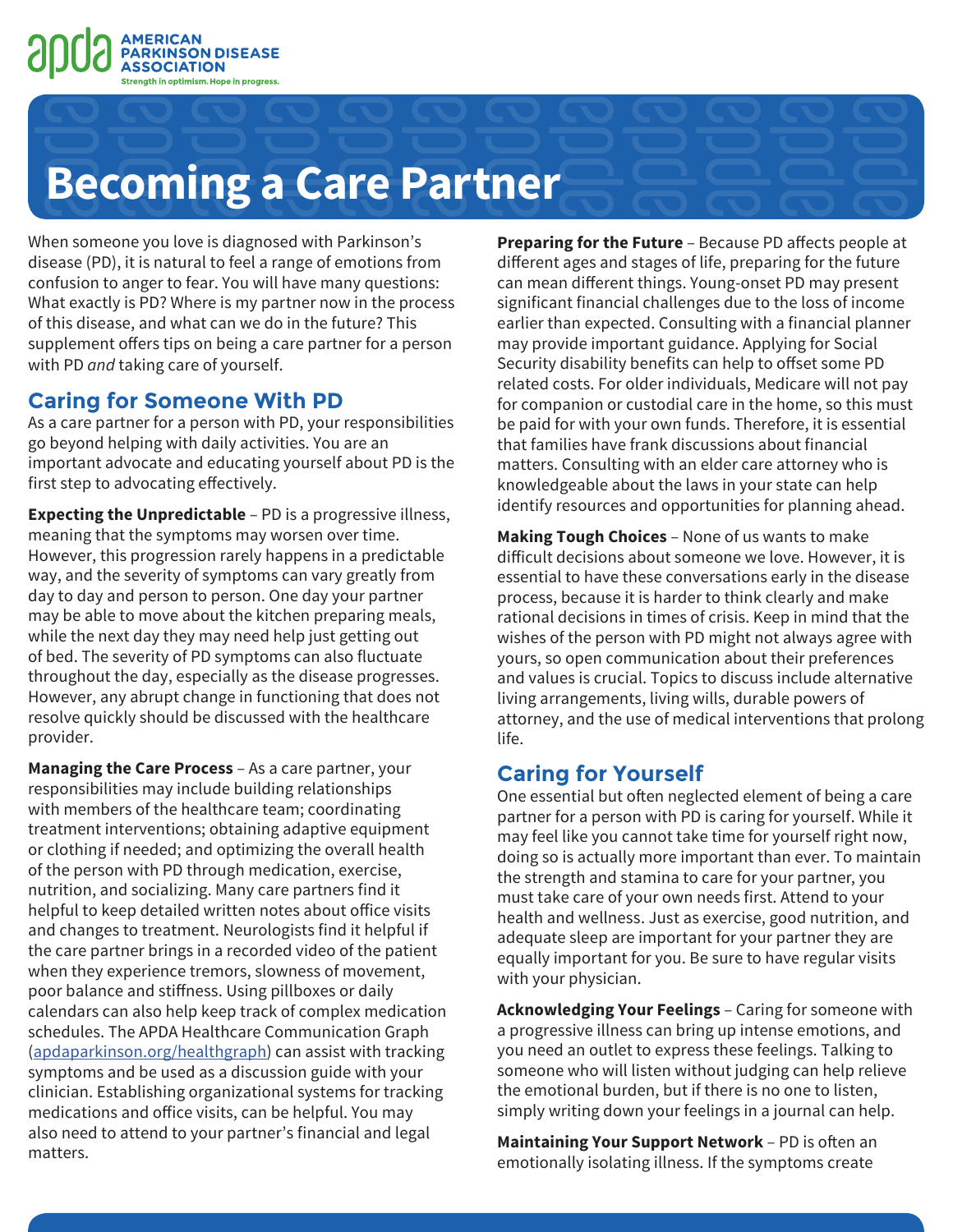AMERICAN PARKINSON DISEASE ASSOCIATION

Strength in optimism. Hope in progress.

# Becoming a Care Partner

When someone you love is diagnosed with Parkinson's disease (PD), it is natural to feel a range of emotions from confusion to anger to fear. You will have many questions: What exactly is PD? Where is my partner now in the process of this disease, and what can we do in the future? This supplement offers tips on being a care partner for a person with PD *and* taking care of yourself.

## Caring for Someone With PD

As a care partner for a person with PD, your responsibilities go beyond helping with daily activities. You are an important advocate and educating yourself about PD is the first step to advocating effectively.

**Expecting the Unpredictable** – PD is a progressive illness, meaning that the symptoms may worsen over time. However, this progression rarely happens in a predictable way, and the severity of symptoms can vary greatly from day to day and person to person. One day your partner may be able to move about the kitchen preparing meals, while the next day they may need help just getting out of bed. The severity of PD symptoms can also fluctuate throughout the day, especially as the disease progresses. However, any abrupt change in functioning that does not resolve quickly should be discussed with the healthcare provider.

**Managing the Care Process** – As a care partner, your responsibilities may include building relationships with members of the healthcare team; coordinating treatment interventions; obtaining adaptive equipment or clothing if needed; and optimizing the overall health of the person with PD through medication, exercise, nutrition, and socializing. Many care partners find it helpful to keep detailed written notes about office visits and changes to treatment. Neurologists find it helpful if the care partner brings in a recorded video of the patient when they experience tremors, slowness of movement, poor balance and stiffness. Using pillboxes or daily calendars can also help keep track of complex medication schedules. The APDA Healthcare Communication Graph (apdaparkinson.org/healthgraph) can assist with tracking symptoms and be used as a discussion guide with your clinician. Establishing organizational systems for tracking medications and office visits, can be helpful. You may also need to attend to your partner's financial and legal matters.

**Preparing for the Future** – Because PD affects people at different ages and stages of life, preparing for the future can mean different things. Young-onset PD may present significant financial challenges due to the loss of income earlier than expected. Consulting with a financial planner may provide important guidance. Applying for Social Security disability benefits can help to offset some PD related costs. For older individuals, Medicare will not pay for companion or custodial care in the home, so this must be paid for with your own funds. Therefore, it is essential that families have frank discussions about financial matters. Consulting with an elder care attorney who is knowledgeable about the laws in your state can help identify resources and opportunities for planning ahead.

**Making Tough Choices** – None of us wants to make difficult decisions about someone we love. However, it is essential to have these conversations early in the disease process, because it is harder to think clearly and make rational decisions in times of crisis. Keep in mind that the wishes of the person with PD might not always agree with yours, so open communication about their preferences and values is crucial. Topics to discuss include alternative living arrangements, living wills, durable powers of attorney, and the use of medical interventions that prolong life.

## Caring for Yourself

One essential but often neglected element of being a care partner for a person with PD is caring for yourself. While it may feel like you cannot take time for yourself right now, doing so is actually more important than ever. To maintain the strength and stamina to care for your partner, you must take care of your own needs first. Attend to your health and wellness. Just as exercise, good nutrition, and adequate sleep are important for your partner they are equally important for you. Be sure to have regular visits with your physician.

**Acknowledging Your Feelings** – Caring for someone with a progressive illness can bring up intense emotions, and you need an outlet to express these feelings. Talking to someone who will listen without judging can help relieve the emotional burden, but if there is no one to listen, simply writing down your feelings in a journal can help.

**Maintaining Your Support Network** – PD is often an emotionally isolating illness. If the symptoms create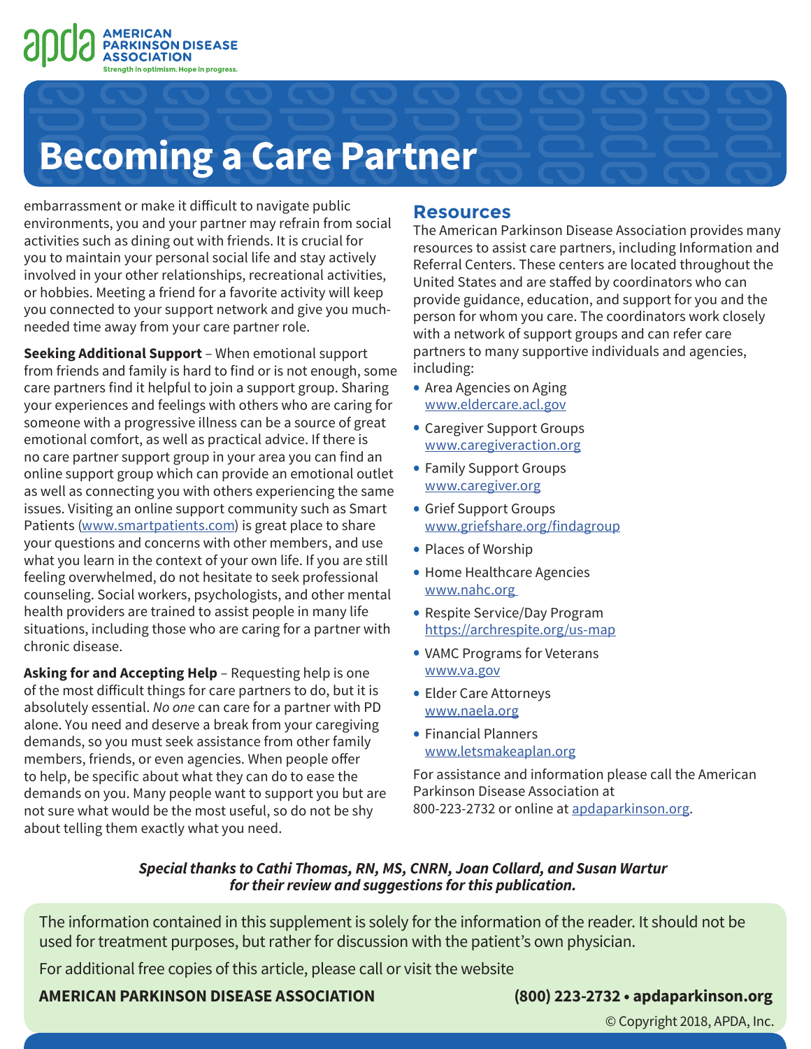# Becoming a Care Partner

embarrassment or make it difficult to navigate public environments, you and your partner may refrain from social activities such as dining out with friends. It is crucial for you to maintain your personal social life and stay actively involved in your other relationships, recreational activities, or hobbies. Meeting a friend for a favorite activity will keep you connected to your support network and give you much-needed time away from your care partner role.

**Seeking Additional Support** – When emotional support from friends and family is hard to find or is not enough, some care partners find it helpful to join a support group. Sharing your experiences and feelings with others who are caring for someone with a progressive illness can be a source of great emotional comfort, as well as practical advice. If there is no care partner support group in your area you can find an online support group which can provide an emotional outlet as well as connecting you with others experiencing the same issues. Visiting an online support community such as Smart Patients (www.smartpatients.com) is great place to share your questions and concerns with other members, and use what you learn in the context of your own life. If you are still feeling overwhelmed, do not hesitate to seek professional counseling. Social workers, psychologists, and other mental health providers are trained to assist people in many life situations, including those who are caring for a partner with chronic disease.

**Asking for and Accepting Help** – Requesting help is one of the most difficult things for care partners to do, but it is absolutely essential. *No one* can care for a partner with PD alone. You need and deserve a break from your caregiving demands, so you must seek assistance from other family members, friends, or even agencies. When people offer to help, be specific about what they can do to ease the demands on you. Many people want to support you but are not sure what would be the most useful, so do not be shy about telling them exactly what you need.

## Resources

The American Parkinson Disease Association provides many resources to assist care partners, including Information and Referral Centers. These centers are located throughout the United States and are staffed by coordinators who can provide guidance, education, and support for you and the person for whom you care. The coordinators work closely with a network of support groups and can refer care partners to many supportive individuals and agencies, including:

- Area Agencies on Aging
  www.eldercare.acl.gov
- Caregiver Support Groups
  www.caregiveraction.org
- Family Support Groups
  www.caregiver.org
- Grief Support Groups
  www.griefshare.org/findagroup
- Places of Worship
- Home Healthcare Agencies
  www.nahc.org
- Respite Service/Day Program
  https://archrespite.org/us-map
- VAMC Programs for Veterans
  www.va.gov
- Elder Care Attorneys
  www.naela.org
- Financial Planners
  www.letsmakeaplan.org

For assistance and information please call the American Parkinson Disease Association at 800-223-2732 or online at apdaparkinson.org.

***Special thanks to Cathi Thomas, RN, MS, CNRN, Joan Collard, and Susan Wartur for their review and suggestions for this publication.***

The information contained in this supplement is solely for the information of the reader. It should not be used for treatment purposes, but rather for discussion with the patient's own physician.

For additional free copies of this article, please call or visit the website

**AMERICAN PARKINSON DISEASE ASSOCIATION** **(800) 223-2732 • apdaparkinson.org**

© Copyright 2018, APDA, Inc.